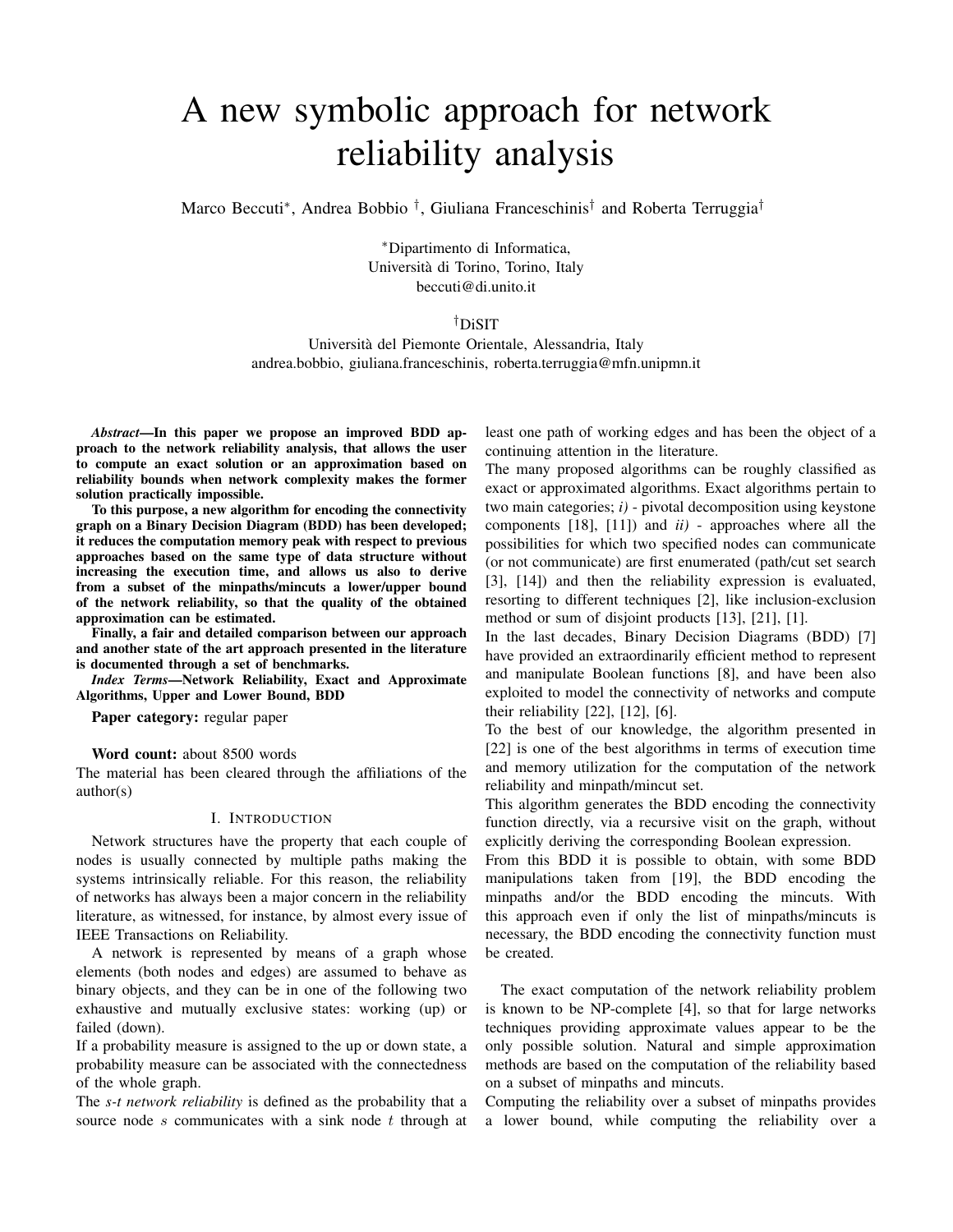# A new symbolic approach for network reliability analysis

Marco Beccuti[*], Andrea Bobbio[†], Giuliana Franceschinis[†] and Roberta Terruggia[†]

[*]Dipartimento di Informatica,
Università di Torino, Torino, Italy
beccuti@di.unito.it

[†]DiSIT
Università del Piemonte Orientale, Alessandria, Italy
andrea.bobbio, giuliana.franceschinis, roberta.terruggia@mfn.unipmn.it

***Abstract*—In this paper we propose an improved BDD approach to the network reliability analysis, that allows the user to compute an exact solution or an approximation based on reliability bounds when network complexity makes the former solution practically impossible.**

**To this purpose, a new algorithm for encoding the connectivity graph on a Binary Decision Diagram (BDD) has been developed; it reduces the computation memory peak with respect to previous approaches based on the same type of data structure without increasing the execution time, and allows us also to derive from a subset of the minpaths/mincuts a lower/upper bound of the network reliability, so that the quality of the obtained approximation can be estimated.**

**Finally, a fair and detailed comparison between our approach and another state of the art approach presented in the literature is documented through a set of benchmarks.**

***Index Terms*—Network Reliability, Exact and Approximate Algorithms, Upper and Lower Bound, BDD**

**Paper category:** regular paper

**Word count:** about 8500 words

The material has been cleared through the affiliations of the author(s)

## I. Introduction

Network structures have the property that each couple of nodes is usually connected by multiple paths making the systems intrinsically reliable. For this reason, the reliability of networks has always been a major concern in the reliability literature, as witnessed, for instance, by almost every issue of IEEE Transactions on Reliability.

A network is represented by means of a graph whose elements (both nodes and edges) are assumed to behave as binary objects, and they can be in one of the following two exhaustive and mutually exclusive states: working (up) or failed (down).

If a probability measure is assigned to the up or down state, a probability measure can be associated with the connectedness of the whole graph.

The *s-t network reliability* is defined as the probability that a source node $s$ communicates with a sink node $t$ through at least one path of working edges and has been the object of a continuing attention in the literature.

The many proposed algorithms can be roughly classified as exact or approximated algorithms. Exact algorithms pertain to two main categories; *i)* - pivotal decomposition using keystone components [18], [11]) and *ii)* - approaches where all the possibilities for which two specified nodes can communicate (or not communicate) are first enumerated (path/cut set search [3], [14]) and then the reliability expression is evaluated, resorting to different techniques [2], like inclusion-exclusion method or sum of disjoint products [13], [21], [1].

In the last decades, Binary Decision Diagrams (BDD) [7] have provided an extraordinarily efficient method to represent and manipulate Boolean functions [8], and have been also exploited to model the connectivity of networks and compute their reliability [22], [12], [6].

To the best of our knowledge, the algorithm presented in [22] is one of the best algorithms in terms of execution time and memory utilization for the computation of the network reliability and minpath/mincut set.

This algorithm generates the BDD encoding the connectivity function directly, via a recursive visit on the graph, without explicitly deriving the corresponding Boolean expression.

From this BDD it is possible to obtain, with some BDD manipulations taken from [19], the BDD encoding the minpaths and/or the BDD encoding the mincuts. With this approach even if only the list of minpaths/mincuts is necessary, the BDD encoding the connectivity function must be created.

The exact computation of the network reliability problem is known to be NP-complete [4], so that for large networks techniques providing approximate values appear to be the only possible solution. Natural and simple approximation methods are based on the computation of the reliability based on a subset of minpaths and mincuts.

Computing the reliability over a subset of minpaths provides a lower bound, while computing the reliability over a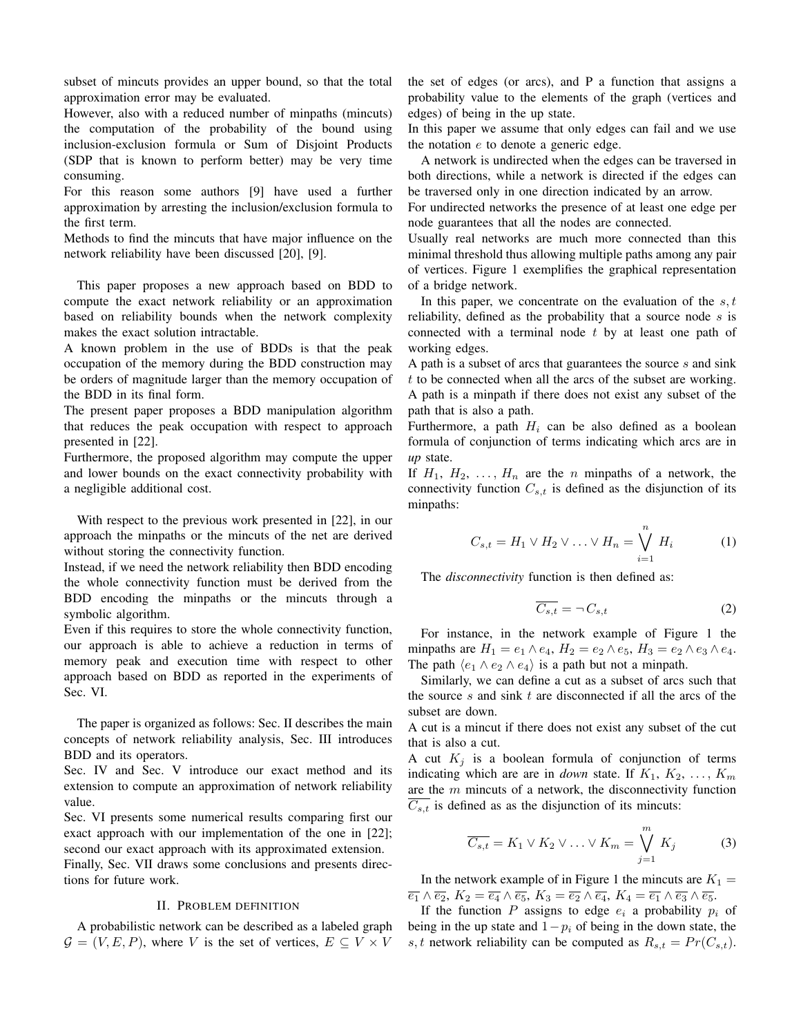subset of mincuts provides an upper bound, so that the total approximation error may be evaluated.

However, also with a reduced number of minpaths (mincuts) the computation of the probability of the bound using inclusion-exclusion formula or Sum of Disjoint Products (SDP that is known to perform better) may be very time consuming.

For this reason some authors [9] have used a further approximation by arresting the inclusion/exclusion formula to the first term.

Methods to find the mincuts that have major influence on the network reliability have been discussed [20], [9].

This paper proposes a new approach based on BDD to compute the exact network reliability or an approximation based on reliability bounds when the network complexity makes the exact solution intractable.

A known problem in the use of BDDs is that the peak occupation of the memory during the BDD construction may be orders of magnitude larger than the memory occupation of the BDD in its final form.

The present paper proposes a BDD manipulation algorithm that reduces the peak occupation with respect to approach presented in [22].

Furthermore, the proposed algorithm may compute the upper and lower bounds on the exact connectivity probability with a negligible additional cost.

With respect to the previous work presented in [22], in our approach the minpaths or the mincuts of the net are derived without storing the connectivity function.

Instead, if we need the network reliability then BDD encoding the whole connectivity function must be derived from the BDD encoding the minpaths or the mincuts through a symbolic algorithm.

Even if this requires to store the whole connectivity function, our approach is able to achieve a reduction in terms of memory peak and execution time with respect to other approach based on BDD as reported in the experiments of Sec. VI.

The paper is organized as follows: Sec. II describes the main concepts of network reliability analysis, Sec. III introduces BDD and its operators.

Sec. IV and Sec. V introduce our exact method and its extension to compute an approximation of network reliability value.

Sec. VI presents some numerical results comparing first our exact approach with our implementation of the one in [22]; second our exact approach with its approximated extension.

Finally, Sec. VII draws some conclusions and presents directions for future work.

## II. Problem definition

A probabilistic network can be described as a labeled graph $\mathcal{G} = (V, E, P)$, where $V$ is the set of vertices, $E \subseteq V \times V$ the set of edges (or arcs), and P a function that assigns a probability value to the elements of the graph (vertices and edges) of being in the up state.

In this paper we assume that only edges can fail and we use the notation $e$ to denote a generic edge.

A network is undirected when the edges can be traversed in both directions, while a network is directed if the edges can be traversed only in one direction indicated by an arrow.

For undirected networks the presence of at least one edge per node guarantees that all the nodes are connected.

Usually real networks are much more connected than this minimal threshold thus allowing multiple paths among any pair of vertices. Figure 1 exemplifies the graphical representation of a bridge network.

In this paper, we concentrate on the evaluation of the $s, t$ reliability, defined as the probability that a source node $s$ is connected with a terminal node $t$ by at least one path of working edges.

A path is a subset of arcs that guarantees the source $s$ and sink $t$ to be connected when all the arcs of the subset are working. A path is a minpath if there does not exist any subset of the path that is also a path.

Furthermore, a path $H_i$ can be also defined as a boolean formula of conjunction of terms indicating which arcs are in *up* state.

If $H_1, H_2, \ldots, H_n$ are the $n$ minpaths of a network, the connectivity function $C_{s,t}$ is defined as the disjunction of its minpaths:

$$C_{s,t} = H_1 \vee H_2 \vee \ldots \vee H_n = \bigvee_{i=1}^{n} H_i \tag{1}$$

The *disconnectivity* function is then defined as:

$$\overline{C_{s,t}} = \neg\, C_{s,t} \tag{2}$$

For instance, in the network example of Figure 1 the minpaths are $H_1 = e_1 \wedge e_4$, $H_2 = e_2 \wedge e_5$, $H_3 = e_2 \wedge e_3 \wedge e_4$. The path $\langle e_1 \wedge e_2 \wedge e_4 \rangle$ is a path but not a minpath.

Similarly, we can define a cut as a subset of arcs such that the source $s$ and sink $t$ are disconnected if all the arcs of the subset are down.

A cut is a mincut if there does not exist any subset of the cut that is also a cut.

A cut $K_j$ is a boolean formula of conjunction of terms indicating which are are in *down* state. If $K_1, K_2, \ldots, K_m$ are the $m$ mincuts of a network, the disconnectivity function $\overline{C_{s,t}}$ is defined as as the disjunction of its mincuts:

$$\overline{C_{s,t}} = K_1 \vee K_2 \vee \ldots \vee K_m = \bigvee_{j=1}^{m} K_j \tag{3}$$

In the network example of in Figure 1 the mincuts are $K_1 = \overline{e_1} \wedge \overline{e_2}$, $K_2 = \overline{e_4} \wedge \overline{e_5}$, $K_3 = \overline{e_2} \wedge \overline{e_4}$, $K_4 = \overline{e_1} \wedge \overline{e_3} \wedge \overline{e_5}$.

If the function $P$ assigns to edge $e_i$ a probability $p_i$ of being in the up state and $1 - p_i$ of being in the down state, the $s, t$ network reliability can be computed as $R_{s,t} = Pr(C_{s,t})$.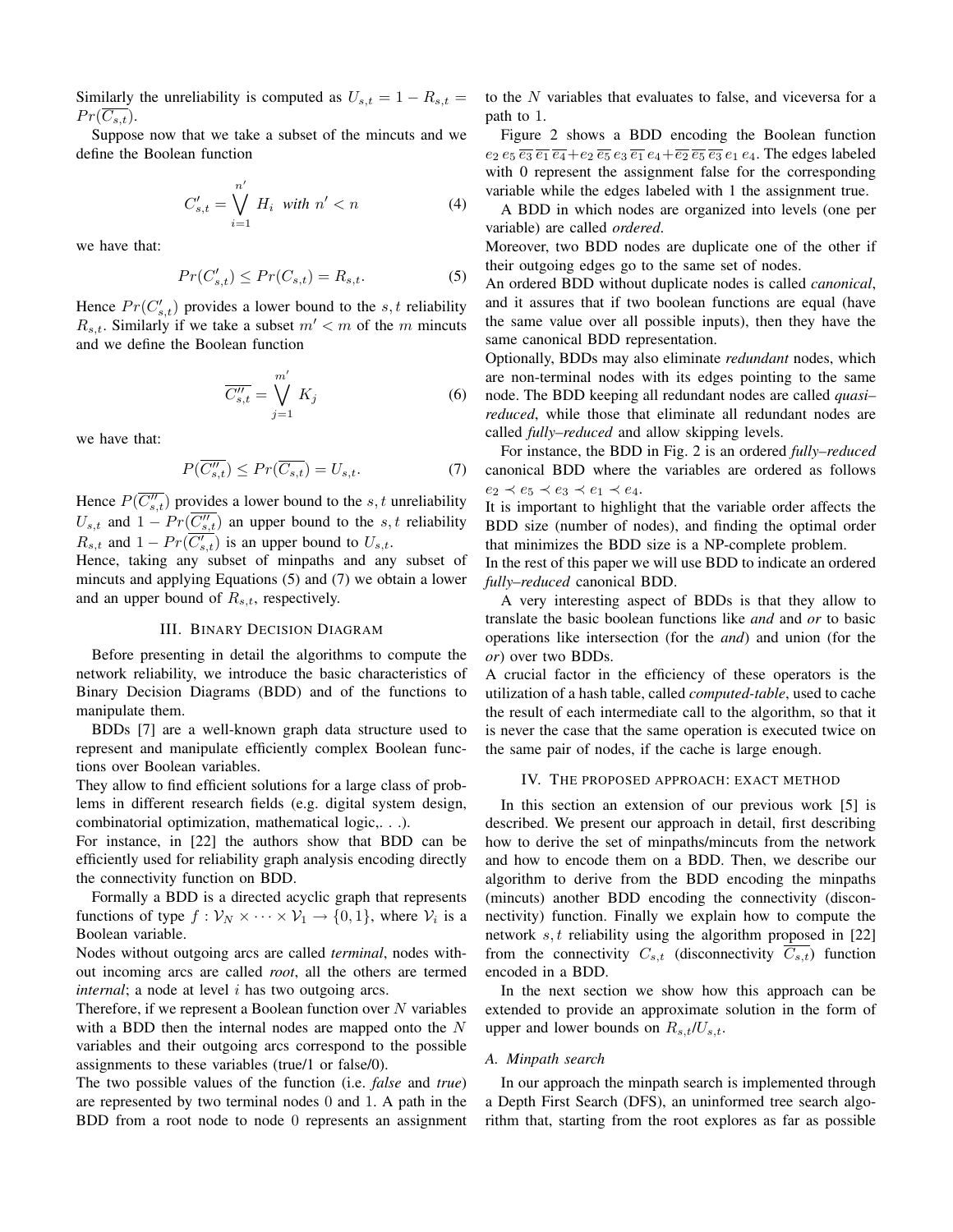Similarly the unreliability is computed as $U_{s,t} = 1 - R_{s,t} = Pr(\overline{C_{s,t}})$.

Suppose now that we take a subset of the mincuts and we define the Boolean function

$$C'_{s,t} = \bigvee_{i=1}^{n'} H_i \;\; \textit{with} \;\; n' < n \tag{4}$$

we have that:

$$Pr(C'_{s,t}) \leq Pr(C_{s,t}) = R_{s,t}. \tag{5}$$

Hence $Pr(C'_{s,t})$ provides a lower bound to the $s,t$ reliability $R_{s,t}$. Similarly if we take a subset $m' < m$ of the $m$ mincuts and we define the Boolean function

$$\overline{C''_{s,t}} = \bigvee_{j=1}^{m'} K_j \tag{6}$$

we have that:

$$P(\overline{C''_{s,t}}) \leq Pr(\overline{C_{s,t}}) = U_{s,t}. \tag{7}$$

Hence $P(\overline{C''_{s,t}})$ provides a lower bound to the $s,t$ unreliability $U_{s,t}$ and $1 - Pr(\overline{C''_{s,t}})$ an upper bound to the $s,t$ reliability $R_{s,t}$ and $1 - Pr(\overline{C'_{s,t}})$ is an upper bound to $U_{s,t}$.
Hence, taking any subset of minpaths and any subset of mincuts and applying Equations (5) and (7) we obtain a lower and an upper bound of $R_{s,t}$, respectively.

## III. Binary Decision Diagram

Before presenting in detail the algorithms to compute the network reliability, we introduce the basic characteristics of Binary Decision Diagrams (BDD) and of the functions to manipulate them.

BDDs [7] are a well-known graph data structure used to represent and manipulate efficiently complex Boolean functions over Boolean variables.
They allow to find efficient solutions for a large class of problems in different research fields (e.g. digital system design, combinatorial optimization, mathematical logic,. . .).
For instance, in [22] the authors show that BDD can be efficiently used for reliability graph analysis encoding directly the connectivity function on BDD.

Formally a BDD is a directed acyclic graph that represents functions of type $f : \mathcal{V}_N \times \cdots \times \mathcal{V}_1 \rightarrow \{0, 1\}$, where $\mathcal{V}_i$ is a Boolean variable.
Nodes without outgoing arcs are called *terminal*, nodes without incoming arcs are called *root*, all the others are termed *internal*; a node at level $i$ has two outgoing arcs.
Therefore, if we represent a Boolean function over $N$ variables with a BDD then the internal nodes are mapped onto the $N$ variables and their outgoing arcs correspond to the possible assignments to these variables (true/1 or false/0).
The two possible values of the function (i.e. *false* and *true*) are represented by two terminal nodes 0 and 1. A path in the BDD from a root node to node 0 represents an assignment to the $N$ variables that evaluates to false, and viceversa for a path to 1.

Figure 2 shows a BDD encoding the Boolean function $e_2\, e_5\, \overline{e_3}\, \overline{e_1}\, \overline{e_4} + e_2\, \overline{e_5}\, e_3\, \overline{e_1}\, e_4 + \overline{e_2}\, \overline{e_5}\, \overline{e_3}\, e_1\, e_4$. The edges labeled with 0 represent the assignment false for the corresponding variable while the edges labeled with 1 the assignment true.

A BDD in which nodes are organized into levels (one per variable) are called *ordered*.
Moreover, two BDD nodes are duplicate one of the other if their outgoing edges go to the same set of nodes.
An ordered BDD without duplicate nodes is called *canonical*, and it assures that if two boolean functions are equal (have the same value over all possible inputs), then they have the same canonical BDD representation.
Optionally, BDDs may also eliminate *redundant* nodes, which are non-terminal nodes with its edges pointing to the same node. The BDD keeping all redundant nodes are called *quasi–reduced*, while those that eliminate all redundant nodes are called *fully–reduced* and allow skipping levels.

For instance, the BDD in Fig. 2 is an ordered *fully–reduced* canonical BDD where the variables are ordered as follows $e_2 \prec e_5 \prec e_3 \prec e_1 \prec e_4$.
It is important to highlight that the variable order affects the BDD size (number of nodes), and finding the optimal order that minimizes the BDD size is a NP-complete problem.
In the rest of this paper we will use BDD to indicate an ordered *fully–reduced* canonical BDD.

A very interesting aspect of BDDs is that they allow to translate the basic boolean functions like *and* and *or* to basic operations like intersection (for the *and*) and union (for the *or*) over two BDDs.
A crucial factor in the efficiency of these operators is the utilization of a hash table, called *computed-table*, used to cache the result of each intermediate call to the algorithm, so that it is never the case that the same operation is executed twice on the same pair of nodes, if the cache is large enough.

## IV. The proposed approach: exact method

In this section an extension of our previous work [5] is described. We present our approach in detail, first describing how to derive the set of minpaths/mincuts from the network and how to encode them on a BDD. Then, we describe our algorithm to derive from the BDD encoding the minpaths (mincuts) another BDD encoding the connectivity (disconnectivity) function. Finally we explain how to compute the network $s,t$ reliability using the algorithm proposed in [22] from the connectivity $C_{s,t}$ (disconnectivity $\overline{C_{s,t}}$) function encoded in a BDD.

In the next section we show how this approach can be extended to provide an approximate solution in the form of upper and lower bounds on $R_{s,t}$/$U_{s,t}$.

### A. Minpath search

In our approach the minpath search is implemented through a Depth First Search (DFS), an uninformed tree search algorithm that, starting from the root explores as far as possible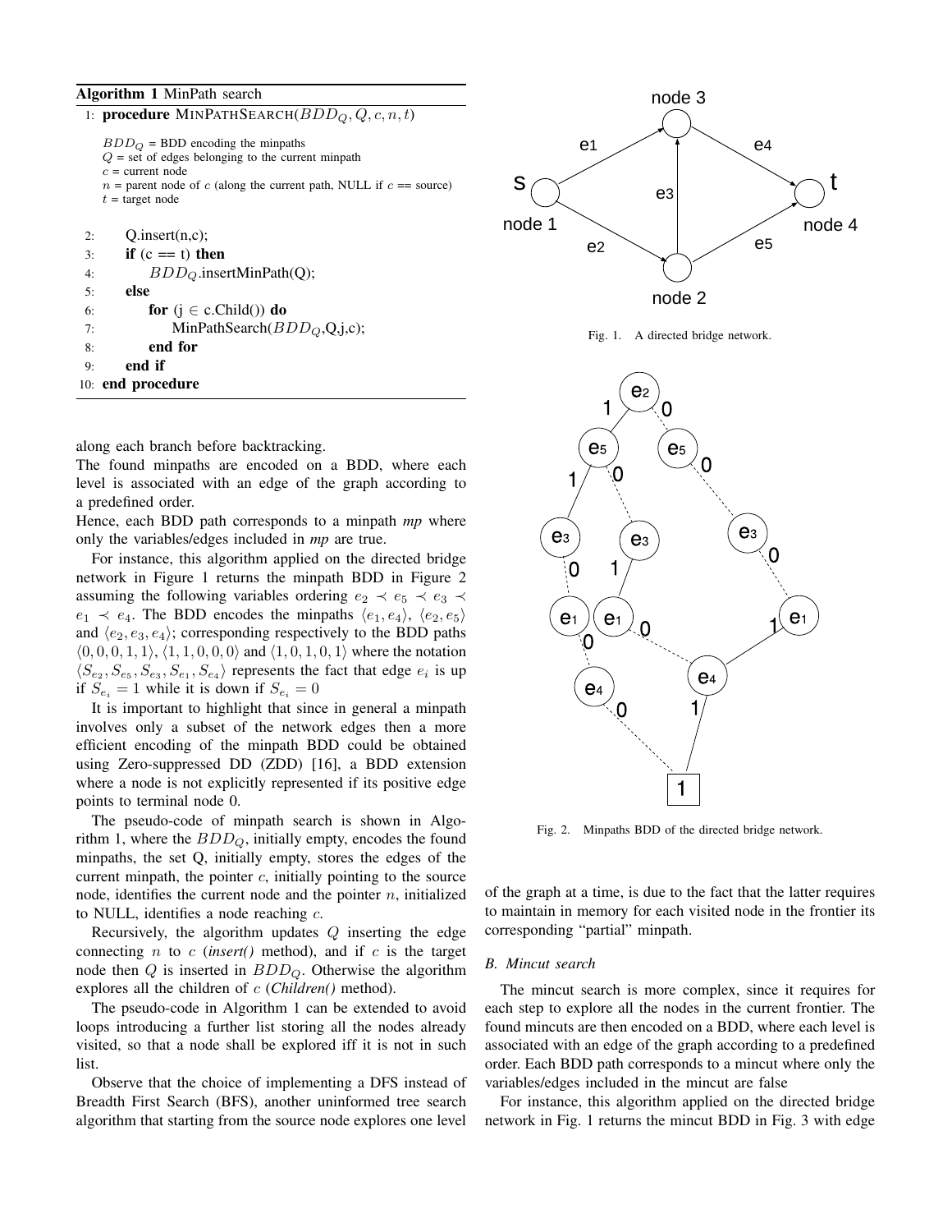**Algorithm 1** MinPath search

```
1: procedure MINPATHSEARCH(BDD_Q, Q, c, n, t)
     BDD_Q = BDD encoding the minpaths
     Q = set of edges belonging to the current minpath
     c = current node
     n = parent node of c (along the current path, NULL if c == source)
     t = target node

2:     Q.insert(n,c);
3:     if (c == t) then
4:         BDD_Q.insertMinPath(Q);
5:     else
6:         for (j ∈ c.Child()) do
7:             MinPathSearch(BDD_Q,Q,j,c);
8:         end for
9:     end if
10: end procedure
```

along each branch before backtracking.
The found minpaths are encoded on a BDD, where each level is associated with an edge of the graph according to a predefined order.
Hence, each BDD path corresponds to a minpath *mp* where only the variables/edges included in *mp* are true.

For instance, this algorithm applied on the directed bridge network in Figure 1 returns the minpath BDD in Figure 2 assuming the following variables ordering $e_2 \prec e_5 \prec e_3 \prec e_1 \prec e_4$. The BDD encodes the minpaths $\langle e_1, e_4\rangle$, $\langle e_2, e_5\rangle$ and $\langle e_2, e_3, e_4\rangle$; corresponding respectively to the BDD paths $\langle 0, 0, 0, 1, 1\rangle$, $\langle 1, 1, 0, 0, 0\rangle$ and $\langle 1, 0, 1, 0, 1\rangle$ where the notation $\langle S_{e_2}, S_{e_5}, S_{e_3}, S_{e_1}, S_{e_4}\rangle$ represents the fact that edge $e_i$ is up if $S_{e_i} = 1$ while it is down if $S_{e_i} = 0$

It is important to highlight that since in general a minpath involves only a subset of the network edges then a more efficient encoding of the minpath BDD could be obtained using Zero-suppressed DD (ZDD) [16], a BDD extension where a node is not explicitly represented if its positive edge points to terminal node 0.

The pseudo-code of minpath search is shown in Algorithm 1, where the $BDD_Q$, initially empty, encodes the found minpaths, the set Q, initially empty, stores the edges of the current minpath, the pointer $c$, initially pointing to the source node, identifies the current node and the pointer $n$, initialized to NULL, identifies a node reaching $c$.

Recursively, the algorithm updates $Q$ inserting the edge connecting $n$ to $c$ (*insert()* method), and if $c$ is the target node then $Q$ is inserted in $BDD_Q$. Otherwise the algorithm explores all the children of $c$ (*Children()* method).

The pseudo-code in Algorithm 1 can be extended to avoid loops introducing a further list storing all the nodes already visited, so that a node shall be explored iff it is not in such list.

Observe that the choice of implementing a DFS instead of Breadth First Search (BFS), another uninformed tree search algorithm that starting from the source node explores one level of the graph at a time, is due to the fact that the latter requires to maintain in memory for each visited node in the frontier its corresponding "partial" minpath.

Fig. 1. A directed bridge network.

Fig. 2. Minpaths BDD of the directed bridge network.

### B. Mincut search

The mincut search is more complex, since it requires for each step to explore all the nodes in the current frontier. The found mincuts are then encoded on a BDD, where each level is associated with an edge of the graph according to a predefined order. Each BDD path corresponds to a mincut where only the variables/edges included in the mincut are false

For instance, this algorithm applied on the directed bridge network in Fig. 1 returns the mincut BDD in Fig. 3 with edge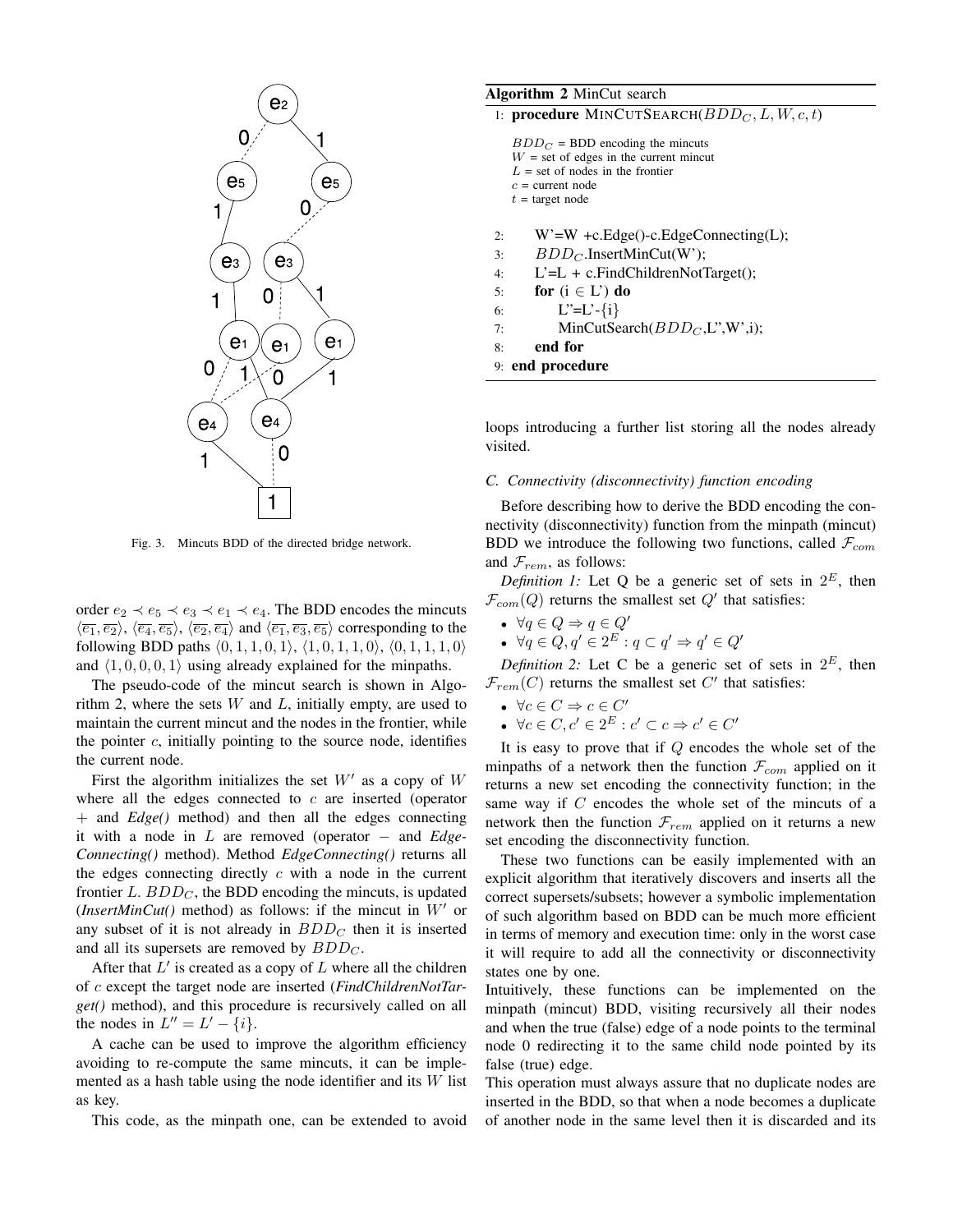Fig. 3. Mincuts BDD of the directed bridge network.

order $e_2 \prec e_5 \prec e_3 \prec e_1 \prec e_4$. The BDD encodes the mincuts $\langle \overline{e_1}, \overline{e_2} \rangle$, $\langle \overline{e_4}, \overline{e_5} \rangle$, $\langle \overline{e_2}, \overline{e_4} \rangle$ and $\langle \overline{e_1}, \overline{e_3}, \overline{e_5} \rangle$ corresponding to the following BDD paths $\langle 0,1,1,0,1 \rangle$, $\langle 1,0,1,1,0 \rangle$, $\langle 0,1,1,1,0 \rangle$ and $\langle 1,0,0,0,1 \rangle$ using already explained for the minpaths.

The pseudo-code of the mincut search is shown in Algorithm 2, where the sets $W$ and $L$, initially empty, are used to maintain the current mincut and the nodes in the frontier, while the pointer $c$, initially pointing to the source node, identifies the current node.

First the algorithm initializes the set $W'$ as a copy of $W$ where all the edges connected to $c$ are inserted (operator $+$ and *Edge()* method) and then all the edges connecting it with a node in $L$ are removed (operator $-$ and *EdgeConnecting()* method). Method *EdgeConnecting()* returns all the edges connecting directly $c$ with a node in the current frontier $L$. $BDD_C$, the BDD encoding the mincuts, is updated (*InsertMinCut()* method) as follows: if the mincut in $W'$ or any subset of it is not already in $BDD_C$ then it is inserted and all its supersets are removed by $BDD_C$.

After that $L'$ is created as a copy of $L$ where all the children of $c$ except the target node are inserted (*FindChildrenNotTarget()* method), and this procedure is recursively called on all the nodes in $L'' = L' - \{i\}$.

A cache can be used to improve the algorithm efficiency avoiding to re-compute the same mincuts, it can be implemented as a hash table using the node identifier and its $W$ list as key.

This code, as the minpath one, can be extended to avoid loops introducing a further list storing all the nodes already visited.

**Algorithm 2** MinCut search

```
1: procedure MINCUTSEARCH(BDD_C, L, W, c, t)
     BDD_C = BDD encoding the mincuts
     W = set of edges in the current mincut
     L = set of nodes in the frontier
     c = current node
     t = target node
2:     W'=W +c.Edge()-c.EdgeConnecting(L);
3:     BDD_C.InsertMinCut(W');
4:     L'=L + c.FindChildrenNotTarget();
5:     for (i ∈ L') do
6:         L''=L'-{i}
7:         MinCutSearch(BDD_C,L'',W',i);
8:     end for
9: end procedure
```

### C. Connectivity (disconnectivity) function encoding

Before describing how to derive the BDD encoding the connectivity (disconnectivity) function from the minpath (mincut) BDD we introduce the following two functions, called $\mathcal{F}_{com}$ and $\mathcal{F}_{rem}$, as follows:

*Definition 1:* Let Q be a generic set of sets in $2^E$, then $\mathcal{F}_{com}(Q)$ returns the smallest set $Q'$ that satisfies:

- $\forall q \in Q \Rightarrow q \in Q'$
- $\forall q \in Q, q' \in 2^E : q \subset q' \Rightarrow q' \in Q'$

*Definition 2:* Let C be a generic set of sets in $2^E$, then $\mathcal{F}_{rem}(C)$ returns the smallest set $C'$ that satisfies:

- $\forall c \in C \Rightarrow c \in C'$
- $\forall c \in C, c' \in 2^E : c' \subset c \Rightarrow c' \in C'$

It is easy to prove that if $Q$ encodes the whole set of the minpaths of a network then the function $\mathcal{F}_{com}$ applied on it returns a new set encoding the connectivity function; in the same way if $C$ encodes the whole set of the mincuts of a network then the function $\mathcal{F}_{rem}$ applied on it returns a new set encoding the disconnectivity function.

These two functions can be easily implemented with an explicit algorithm that iteratively discovers and inserts all the correct supersets/subsets; however a symbolic implementation of such algorithm based on BDD can be much more efficient in terms of memory and execution time: only in the worst case it will require to add all the connectivity or disconnectivity states one by one.

Intuitively, these functions can be implemented on the minpath (mincut) BDD, visiting recursively all their nodes and when the true (false) edge of a node points to the terminal node 0 redirecting it to the same child node pointed by its false (true) edge.

This operation must always assure that no duplicate nodes are inserted in the BDD, so that when a node becomes a duplicate of another node in the same level then it is discarded and its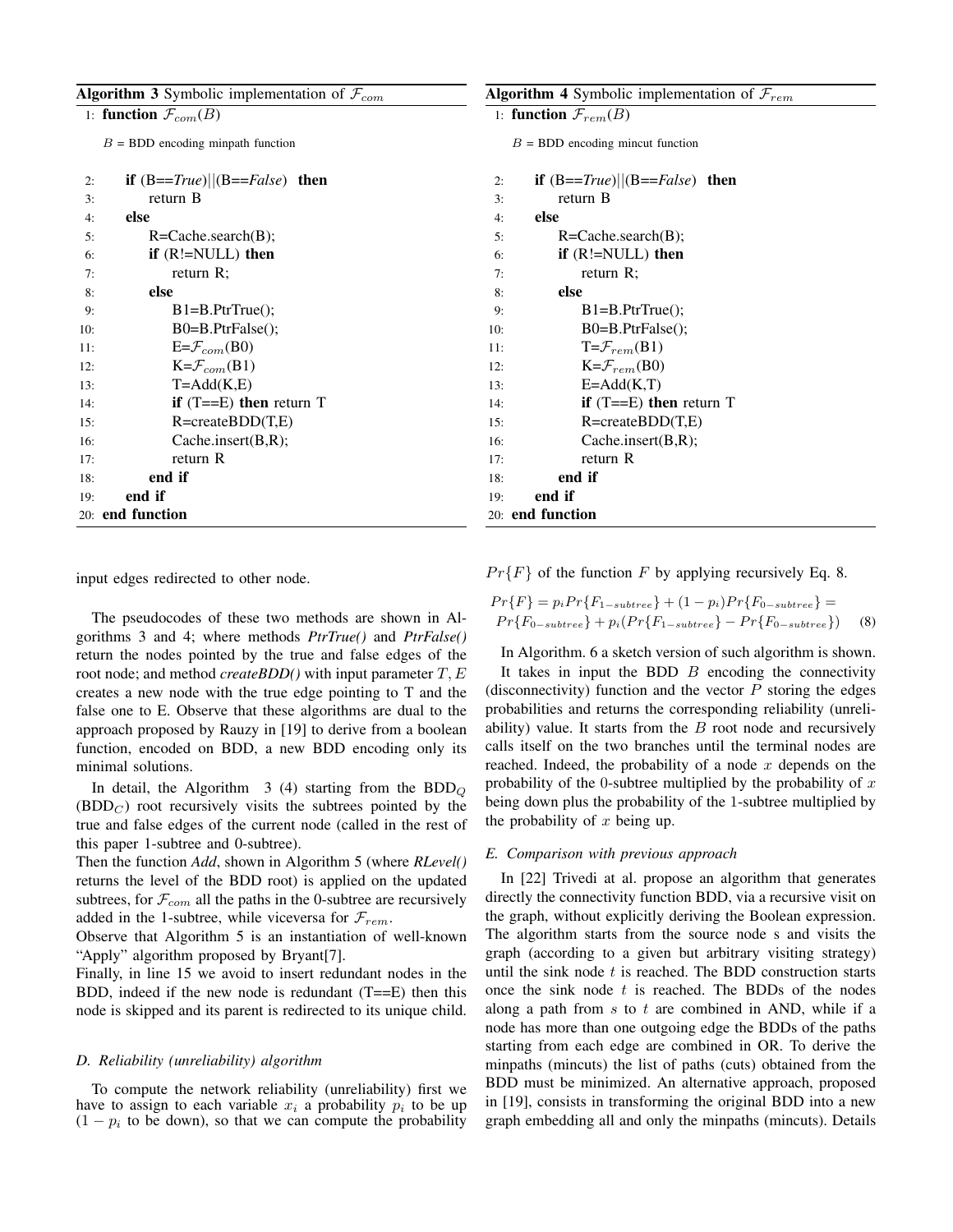**Algorithm 3** Symbolic implementation of $\mathcal{F}_{com}$

```
1:  function F_com(B)
        B = BDD encoding minpath function
2:      if (B==True)||(B==False) then
3:          return B
4:      else
5:          R=Cache.search(B);
6:          if (R!=NULL) then
7:              return R;
8:          else
9:              B1=B.PtrTrue();
10:             B0=B.PtrFalse();
11:             E=F_com(B0)
12:             K=F_com(B1)
13:             T=Add(K,E)
14:             if (T==E) then return T
15:             R=createBDD(T,E)
16:             Cache.insert(B,R);
17:             return R
18:         end if
19:     end if
20: end function
```

**Algorithm 4** Symbolic implementation of $\mathcal{F}_{rem}$

```
1:  function F_rem(B)
        B = BDD encoding mincut function
2:      if (B==True)||(B==False) then
3:          return B
4:      else
5:          R=Cache.search(B);
6:          if (R!=NULL) then
7:              return R;
8:          else
9:              B1=B.PtrTrue();
10:             B0=B.PtrFalse();
11:             T=F_rem(B1)
12:             K=F_rem(B0)
13:             E=Add(K,T)
14:             if (T==E) then return T
15:             R=createBDD(T,E)
16:             Cache.insert(B,R);
17:             return R
18:         end if
19:     end if
20: end function
```

input edges redirected to other node.

The pseudocodes of these two methods are shown in Algorithms 3 and 4; where methods *PtrTrue()* and *PtrFalse()* return the nodes pointed by the true and false edges of the root node; and method *createBDD()* with input parameter $T, E$ creates a new node with the true edge pointing to T and the false one to E. Observe that these algorithms are dual to the approach proposed by Rauzy in [19] to derive from a boolean function, encoded on BDD, a new BDD encoding only its minimal solutions.

In detail, the Algorithm 3 (4) starting from the $\text{BDD}_Q$ ($\text{BDD}_C$) root recursively visits the subtrees pointed by the true and false edges of the current node (called in the rest of this paper 1-subtree and 0-subtree).

Then the function *Add*, shown in Algorithm 5 (where *RLevel()* returns the level of the BDD root) is applied on the updated subtrees, for $\mathcal{F}_{com}$ all the paths in the 0-subtree are recursively added in the 1-subtree, while viceversa for $\mathcal{F}_{rem}$.

Observe that Algorithm 5 is an instantiation of well-known "Apply" algorithm proposed by Bryant[7].

Finally, in line 15 we avoid to insert redundant nodes in the BDD, indeed if the new node is redundant (T==E) then this node is skipped and its parent is redirected to its unique child.

### D. Reliability (unreliability) algorithm

To compute the network reliability (unreliability) first we have to assign to each variable $x_i$ a probability $p_i$ to be up ($1 - p_i$ to be down), so that we can compute the probability $Pr\{F\}$ of the function $F$ by applying recursively Eq. 8.

$$Pr\{F\} = p_i Pr\{F_{1-subtree}\} + (1 - p_i) Pr\{F_{0-subtree}\} = Pr\{F_{0-subtree}\} + p_i (Pr\{F_{1-subtree}\} - Pr\{F_{0-subtree}\}) \quad (8)$$

In Algorithm. 6 a sketch version of such algorithm is shown. It takes in input the BDD $B$ encoding the connectivity (disconnectivity) function and the vector $P$ storing the edges probabilities and returns the corresponding reliability (unreliability) value. It starts from the $B$ root node and recursively calls itself on the two branches until the terminal nodes are reached. Indeed, the probability of a node $x$ depends on the probability of the 0-subtree multiplied by the probability of $x$ being down plus the probability of the 1-subtree multiplied by the probability of $x$ being up.

### E. Comparison with previous approach

In [22] Trivedi et al. propose an algorithm that generates directly the connectivity function BDD, via a recursive visit on the graph, without explicitly deriving the Boolean expression. The algorithm starts from the source node s and visits the graph (according to a given but arbitrary visiting strategy) until the sink node $t$ is reached. The BDD construction starts once the sink node $t$ is reached. The BDDs of the nodes along a path from $s$ to $t$ are combined in AND, while if a node has more than one outgoing edge the BDDs of the paths starting from each edge are combined in OR. To derive the minpaths (mincuts) the list of paths (cuts) obtained from the BDD must be minimized. An alternative approach, proposed in [19], consists in transforming the original BDD into a new graph embedding all and only the minpaths (mincuts). Details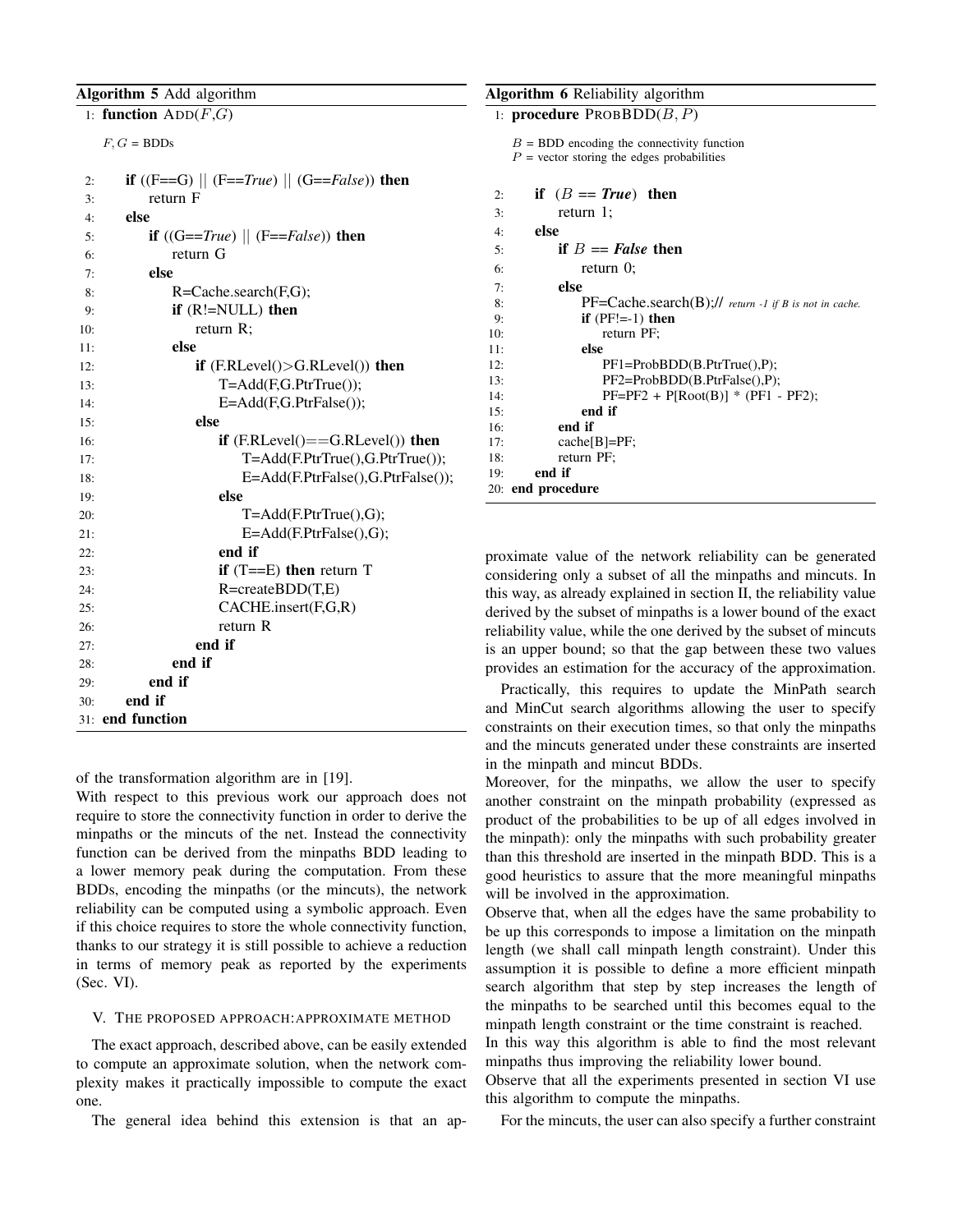**Algorithm 5** Add algorithm

```
1:  function ADD(F,G)
      F, G = BDDs
2:    if ((F==G) || (F==True) || (G==False)) then
3:      return F
4:    else
5:      if ((G==True) || (F==False)) then
6:        return G
7:      else
8:        R=Cache.search(F,G);
9:        if (R!=NULL) then
10:         return R;
11:       else
12:         if (F.RLevel()>G.RLevel()) then
13:           T=Add(F,G.PtrTrue());
14:           E=Add(F,G.PtrFalse());
15:         else
16:           if (F.RLevel()==G.RLevel()) then
17:             T=Add(F.PtrTrue(),G.PtrTrue());
18:             E=Add(F.PtrFalse(),G.PtrFalse());
19:           else
20:             T=Add(F.PtrTrue(),G);
21:             E=Add(F.PtrFalse(),G);
22:           end if
23:           if (T==E) then return T
24:           R=createBDD(T,E)
25:           CACHE.insert(F,G,R)
26:           return R
27:         end if
28:       end if
29:     end if
30:   end if
31: end function
```

**Algorithm 6** Reliability algorithm

```
1:  procedure PROBBDD(B, P)
      B = BDD encoding the connectivity function
      P = vector storing the edges probabilities
2:    if (B == True) then
3:      return 1;
4:    else
5:      if B == False then
6:        return 0;
7:      else
8:        PF=Cache.search(B);// return -1 if B is not in cache.
9:        if (PF!=-1) then
10:         return PF;
11:       else
12:         PF1=ProbBDD(B.PtrTrue(),P);
13:         PF2=ProbBDD(B.PtrFalse(),P);
14:         PF=PF2 + P[Root(B)] * (PF1 - PF2);
15:       end if
16:     end if
17:     cache[B]=PF;
18:     return PF;
19:   end if
20: end procedure
```

of the transformation algorithm are in [19].
With respect to this previous work our approach does not require to store the connectivity function in order to derive the minpaths or the mincuts of the net. Instead the connectivity function can be derived from the minpaths BDD leading to a lower memory peak during the computation. From these BDDs, encoding the minpaths (or the mincuts), the network reliability can be computed using a symbolic approach. Even if this choice requires to store the whole connectivity function, thanks to our strategy it is still possible to achieve a reduction in terms of memory peak as reported by the experiments (Sec. VI).

## V. The proposed approach: approximate method

The exact approach, described above, can be easily extended to compute an approximate solution, when the network complexity makes it practically impossible to compute the exact one.

The general idea behind this extension is that an approximate value of the network reliability can be generated considering only a subset of all the minpaths and mincuts. In this way, as already explained in section II, the reliability value derived by the subset of minpaths is a lower bound of the exact reliability value, while the one derived by the subset of mincuts is an upper bound; so that the gap between these two values provides an estimation for the accuracy of the approximation.

Practically, this requires to update the MinPath search and MinCut search algorithms allowing the user to specify constraints on their execution times, so that only the minpaths and the mincuts generated under these constraints are inserted in the minpath and mincut BDDs.
Moreover, for the minpaths, we allow the user to specify another constraint on the minpath probability (expressed as product of the probabilities to be up of all edges involved in the minpath): only the minpaths with such probability greater than this threshold are inserted in the minpath BDD. This is a good heuristics to assure that the more meaningful minpaths will be involved in the approximation.
Observe that, when all the edges have the same probability to be up this corresponds to impose a limitation on the minpath length (we shall call minpath length constraint). Under this assumption it is possible to define a more efficient minpath search algorithm that step by step increases the length of the minpaths to be searched until this becomes equal to the minpath length constraint or the time constraint is reached.
In this way this algorithm is able to find the most relevant minpaths thus improving the reliability lower bound.
Observe that all the experiments presented in section VI use this algorithm to compute the minpaths.

For the mincuts, the user can also specify a further constraint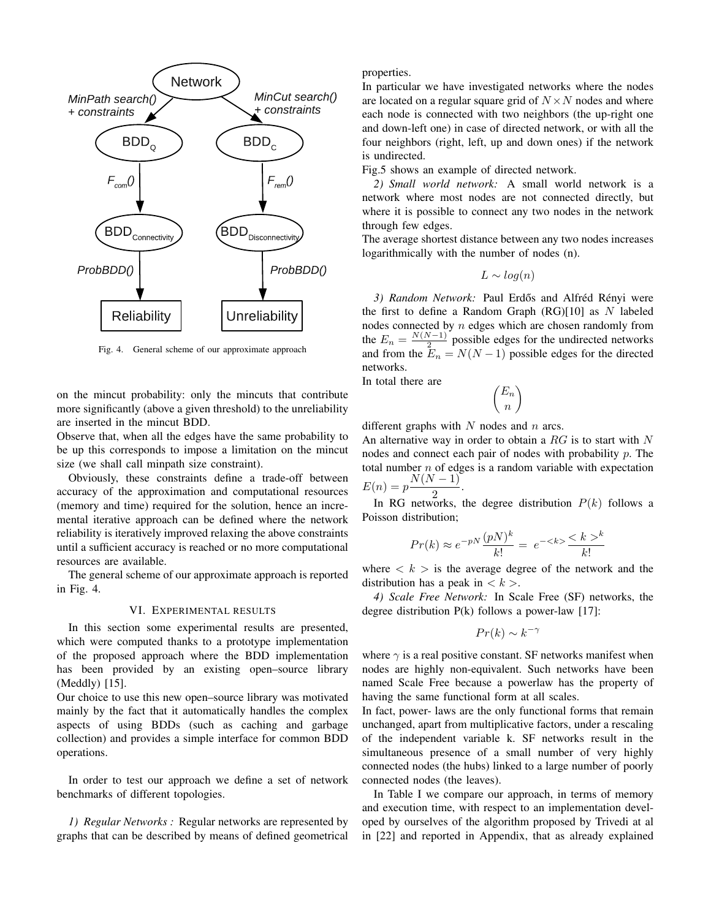Fig. 4. General scheme of our approximate approach

on the mincut probability: only the mincuts that contribute more significantly (above a given threshold) to the unreliability are inserted in the mincut BDD.

Observe that, when all the edges have the same probability to be up this corresponds to impose a limitation on the mincut size (we shall call minpath size constraint).

Obviously, these constraints define a trade-off between accuracy of the approximation and computational resources (memory and time) required for the solution, hence an incremental iterative approach can be defined where the network reliability is iteratively improved relaxing the above constraints until a sufficient accuracy is reached or no more computational resources are available.

The general scheme of our approximate approach is reported in Fig. 4.

## VI. Experimental results

In this section some experimental results are presented, which were computed thanks to a prototype implementation of the proposed approach where the BDD implementation has been provided by an existing open–source library (Meddly) [15].

Our choice to use this new open–source library was motivated mainly by the fact that it automatically handles the complex aspects of using BDDs (such as caching and garbage collection) and provides a simple interface for common BDD operations.

In order to test our approach we define a set of network benchmarks of different topologies.

*1) Regular Networks :* Regular networks are represented by graphs that can be described by means of defined geometrical properties.

In particular we have investigated networks where the nodes are located on a regular square grid of $N \times N$ nodes and where each node is connected with two neighbors (the up-right one and down-left one) in case of directed network, or with all the four neighbors (right, left, up and down ones) if the network is undirected.

Fig.5 shows an example of directed network.

*2) Small world network:* A small world network is a network where most nodes are not connected directly, but where it is possible to connect any two nodes in the network through few edges.

The average shortest distance between any two nodes increases logarithmically with the number of nodes (n).

$$L \sim log(n)$$

*3) Random Network:* Paul Erdős and Alfréd Rényi were the first to define a Random Graph (RG)[10] as $N$ labeled nodes connected by $n$ edges which are chosen randomly from the $E_n = \frac{N(N-1)}{2}$ possible edges for the undirected networks and from the $E_n = N(N-1)$ possible edges for the directed networks.

In total there are

$$\binom{E_n}{n}$$

different graphs with $N$ nodes and $n$ arcs.

An alternative way in order to obtain a $RG$ is to start with $N$ nodes and connect each pair of nodes with probability $p$. The total number $n$ of edges is a random variable with expectation $E(n) = p\frac{N(N-1)}{2}$.

In RG networks, the degree distribution $P(k)$ follows a Poisson distribution;

$$Pr(k) \approx e^{-pN}\frac{(pN)^k}{k!} = e^{-<k>}\frac{<k>^k}{k!}$$

where $<k>$ is the average degree of the network and the distribution has a peak in $<k>$.

*4) Scale Free Network:* In Scale Free (SF) networks, the degree distribution P(k) follows a power-law [17]:

$$Pr(k) \sim k^{-\gamma}$$

where $\gamma$ is a real positive constant. SF networks manifest when nodes are highly non-equivalent. Such networks have been named Scale Free because a powerlaw has the property of having the same functional form at all scales.

In fact, power- laws are the only functional forms that remain unchanged, apart from multiplicative factors, under a rescaling of the independent variable k. SF networks result in the simultaneous presence of a small number of very highly connected nodes (the hubs) linked to a large number of poorly connected nodes (the leaves).

In Table I we compare our approach, in terms of memory and execution time, with respect to an implementation developed by ourselves of the algorithm proposed by Trivedi at al in [22] and reported in Appendix, that as already explained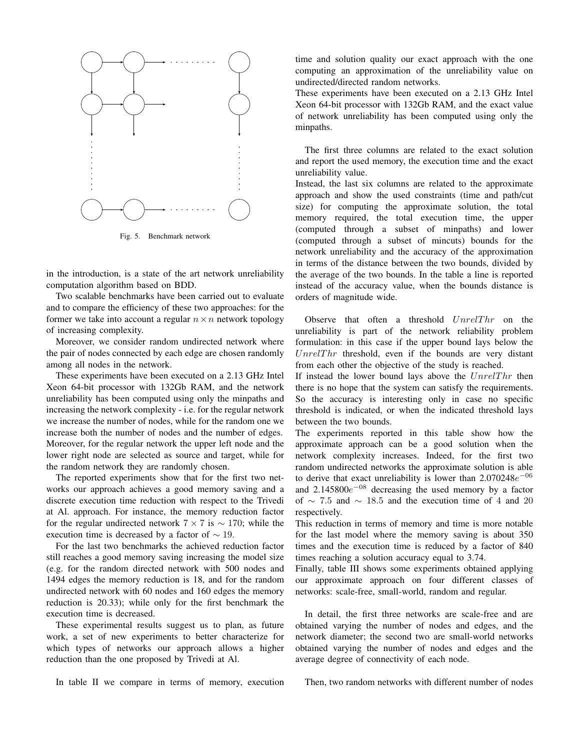Fig. 5. Benchmark network

in the introduction, is a state of the art network unreliability computation algorithm based on BDD.

Two scalable benchmarks have been carried out to evaluate and to compare the efficiency of these two approaches: for the former we take into account a regular $n \times n$ network topology of increasing complexity.

Moreover, we consider random undirected network where the pair of nodes connected by each edge are chosen randomly among all nodes in the network.

These experiments have been executed on a 2.13 GHz Intel Xeon 64-bit processor with 132Gb RAM, and the network unreliability has been computed using only the minpaths and increasing the network complexity - i.e. for the regular network we increase the number of nodes, while for the random one we increase both the number of nodes and the number of edges. Moreover, for the regular network the upper left node and the lower right node are selected as source and target, while for the random network they are randomly chosen.

The reported experiments show that for the first two networks our approach achieves a good memory saving and a discrete execution time reduction with respect to the Trivedi at Al. approach. For instance, the memory reduction factor for the regular undirected network $7 \times 7$ is $\sim 170$; while the execution time is decreased by a factor of $\sim 19$.

For the last two benchmarks the achieved reduction factor still reaches a good memory saving increasing the model size (e.g. for the random directed network with 500 nodes and 1494 edges the memory reduction is 18, and for the random undirected network with 60 nodes and 160 edges the memory reduction is 20.33); while only for the first benchmark the execution time is decreased.

These experimental results suggest us to plan, as future work, a set of new experiments to better characterize for which types of networks our approach allows a higher reduction than the one proposed by Trivedi at Al.

In table II we compare in terms of memory, execution time and solution quality our exact approach with the one computing an approximation of the unreliability value on undirected/directed random networks.

These experiments have been executed on a 2.13 GHz Intel Xeon 64-bit processor with 132Gb RAM, and the exact value of network unreliability has been computed using only the minpaths.

The first three columns are related to the exact solution and report the used memory, the execution time and the exact unreliability value.

Instead, the last six columns are related to the approximate approach and show the used constraints (time and path/cut size) for computing the approximate solution, the total memory required, the total execution time, the upper (computed through a subset of minpaths) and lower (computed through a subset of mincuts) bounds for the network unreliability and the accuracy of the approximation in terms of the distance between the two bounds, divided by the average of the two bounds. In the table a line is reported instead of the accuracy value, when the bounds distance is orders of magnitude wide.

Observe that often a threshold $UnrelThr$ on the unreliability is part of the network reliability problem formulation: in this case if the upper bound lays below the $UnrelThr$ threshold, even if the bounds are very distant from each other the objective of the study is reached.

If instead the lower bound lays above the $UnrelThr$ then there is no hope that the system can satisfy the requirements. So the accuracy is interesting only in case no specific threshold is indicated, or when the indicated threshold lays between the two bounds.

The experiments reported in this table show how the approximate approach can be a good solution when the network complexity increases. Indeed, for the first two random undirected networks the approximate solution is able to derive that exact unreliability is lower than $2.070248e^{-06}$ and $2.145800e^{-08}$ decreasing the used memory by a factor of $\sim 7.5$ and $\sim 18.5$ and the execution time of 4 and 20 respectively.

This reduction in terms of memory and time is more notable for the last model where the memory saving is about 350 times and the execution time is reduced by a factor of 840 times reaching a solution accuracy equal to 3.74.

Finally, table III shows some experiments obtained applying our approximate approach on four different classes of networks: scale-free, small-world, random and regular.

In detail, the first three networks are scale-free and are obtained varying the number of nodes and edges, and the network diameter; the second two are small-world networks obtained varying the number of nodes and edges and the average degree of connectivity of each node.

Then, two random networks with different number of nodes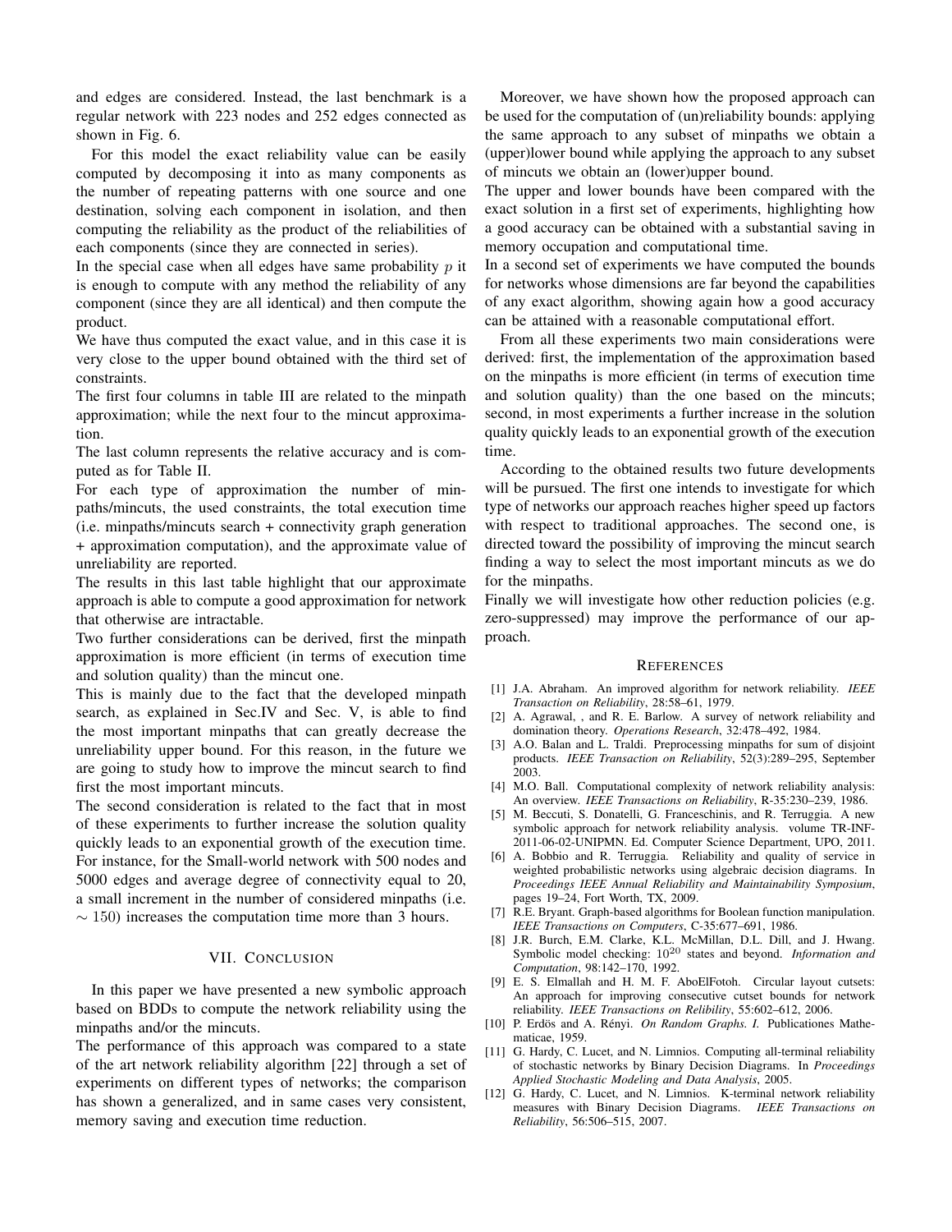and edges are considered. Instead, the last benchmark is a regular network with 223 nodes and 252 edges connected as shown in Fig. 6.

For this model the exact reliability value can be easily computed by decomposing it into as many components as the number of repeating patterns with one source and one destination, solving each component in isolation, and then computing the reliability as the product of the reliabilities of each components (since they are connected in series).

In the special case when all edges have same probability $p$ it is enough to compute with any method the reliability of any component (since they are all identical) and then compute the product.

We have thus computed the exact value, and in this case it is very close to the upper bound obtained with the third set of constraints.

The first four columns in table III are related to the minpath approximation; while the next four to the mincut approximation.

The last column represents the relative accuracy and is computed as for Table II.

For each type of approximation the number of minpaths/mincuts, the used constraints, the total execution time (i.e. minpaths/mincuts search + connectivity graph generation + approximation computation), and the approximate value of unreliability are reported.

The results in this last table highlight that our approximate approach is able to compute a good approximation for network that otherwise are intractable.

Two further considerations can be derived, first the minpath approximation is more efficient (in terms of execution time and solution quality) than the mincut one.

This is mainly due to the fact that the developed minpath search, as explained in Sec.IV and Sec. V, is able to find the most important minpaths that can greatly decrease the unreliability upper bound. For this reason, in the future we are going to study how to improve the mincut search to find first the most important mincuts.

The second consideration is related to the fact that in most of these experiments to further increase the solution quality quickly leads to an exponential growth of the execution time. For instance, for the Small-world network with 500 nodes and 5000 edges and average degree of connectivity equal to 20, a small increment in the number of considered minpaths (i.e. $\sim 150$) increases the computation time more than 3 hours.

## VII. Conclusion

In this paper we have presented a new symbolic approach based on BDDs to compute the network reliability using the minpaths and/or the mincuts.

The performance of this approach was compared to a state of the art network reliability algorithm [22] through a set of experiments on different types of networks; the comparison has shown a generalized, and in same cases very consistent, memory saving and execution time reduction.

Moreover, we have shown how the proposed approach can be used for the computation of (un)reliability bounds: applying the same approach to any subset of minpaths we obtain a (upper)lower bound while applying the approach to any subset of mincuts we obtain an (lower)upper bound.

The upper and lower bounds have been compared with the exact solution in a first set of experiments, highlighting how a good accuracy can be obtained with a substantial saving in memory occupation and computational time.

In a second set of experiments we have computed the bounds for networks whose dimensions are far beyond the capabilities of any exact algorithm, showing again how a good accuracy can be attained with a reasonable computational effort.

From all these experiments two main considerations were derived: first, the implementation of the approximation based on the minpaths is more efficient (in terms of execution time and solution quality) than the one based on the mincuts; second, in most experiments a further increase in the solution quality quickly leads to an exponential growth of the execution time.

According to the obtained results two future developments will be pursued. The first one intends to investigate for which type of networks our approach reaches higher speed up factors with respect to traditional approaches. The second one, is directed toward the possibility of improving the mincut search finding a way to select the most important mincuts as we do for the minpaths.

Finally we will investigate how other reduction policies (e.g. zero-suppressed) may improve the performance of our approach.

## References

[1] J.A. Abraham. An improved algorithm for network reliability. *IEEE Transaction on Reliability*, 28:58–61, 1979.

[2] A. Agrawal, , and R. E. Barlow. A survey of network reliability and domination theory. *Operations Research*, 32:478–492, 1984.

[3] A.O. Balan and L. Traldi. Preprocessing minpaths for sum of disjoint products. *IEEE Transaction on Reliability*, 52(3):289–295, September 2003.

[4] M.O. Ball. Computational complexity of network reliability analysis: An overview. *IEEE Transactions on Reliability*, R-35:230–239, 1986.

[5] M. Beccuti, S. Donatelli, G. Franceschinis, and R. Terruggia. A new symbolic approach for network reliability analysis. volume TR-INF-2011-06-02-UNIPMN. Ed. Computer Science Department, UPO, 2011.

[6] A. Bobbio and R. Terruggia. Reliability and quality of service in weighted probabilistic networks using algebraic decision diagrams. In *Proceedings IEEE Annual Reliability and Maintainability Symposium*, pages 19–24, Fort Worth, TX, 2009.

[7] R.E. Bryant. Graph-based algorithms for Boolean function manipulation. *IEEE Transactions on Computers*, C-35:677–691, 1986.

[8] J.R. Burch, E.M. Clarke, K.L. McMillan, D.L. Dill, and J. Hwang. Symbolic model checking: $10^{20}$ states and beyond. *Information and Computation*, 98:142–170, 1992.

[9] E. S. Elmallah and H. M. F. AboElFotoh. Circular layout cutsets: An approach for improving consecutive cutset bounds for network reliability. *IEEE Transactions on Relibility*, 55:602–612, 2006.

[10] P. Erdös and A. Rényi. *On Random Graphs. I.* Publicationes Mathematicae, 1959.

[11] G. Hardy, C. Lucet, and N. Limnios. Computing all-terminal reliability of stochastic networks by Binary Decision Diagrams. In *Proceedings Applied Stochastic Modeling and Data Analysis*, 2005.

[12] G. Hardy, C. Lucet, and N. Limnios. K-terminal network reliability measures with Binary Decision Diagrams. *IEEE Transactions on Reliability*, 56:506–515, 2007.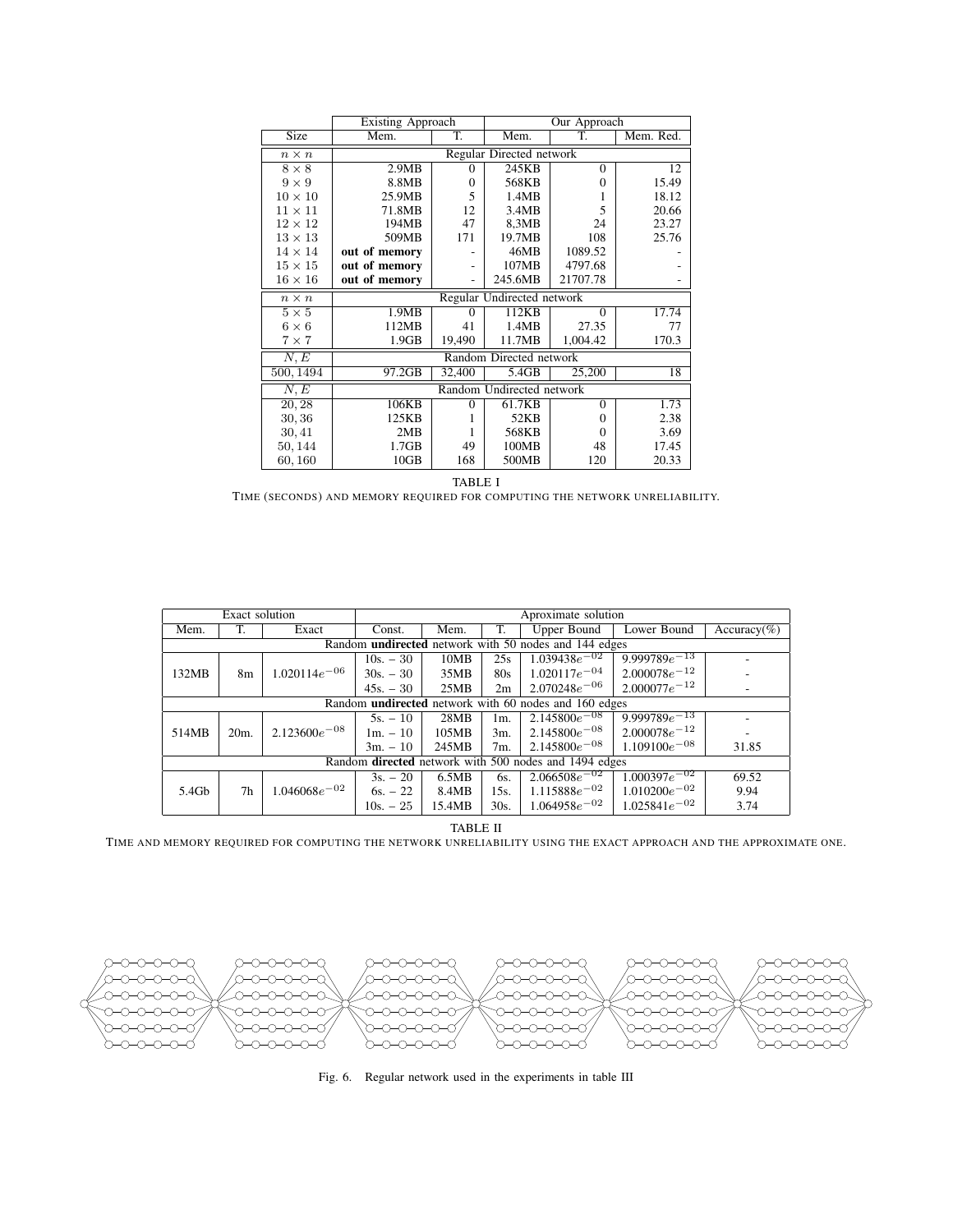| Size | Existing Approach Mem. | Existing Approach T. | Our Approach Mem. | Our Approach T. | Mem. Red. |
|---|---|---|---|---|---|
| $n \times n$ | Regular Directed network | | | | |
| $8 \times 8$ | 2.9MB | 0 | 245KB | 0 | 12 |
| $9 \times 9$ | 8.8MB | 0 | 568KB | 0 | 15.49 |
| $10 \times 10$ | 25.9MB | 5 | 1.4MB | 1 | 18.12 |
| $11 \times 11$ | 71.8MB | 12 | 3.4MB | 5 | 20.66 |
| $12 \times 12$ | 194MB | 47 | 8,3MB | 24 | 23.27 |
| $13 \times 13$ | 509MB | 171 | 19.7MB | 108 | 25.76 |
| $14 \times 14$ | **out of memory** | - | 46MB | 1089.52 | - |
| $15 \times 15$ | **out of memory** | - | 107MB | 4797.68 | - |
| $16 \times 16$ | **out of memory** | - | 245.6MB | 21707.78 | - |
| $n \times n$ | Regular Undirected network | | | | |
| $5 \times 5$ | 1.9MB | 0 | 112KB | 0 | 17.74 |
| $6 \times 6$ | 112MB | 41 | 1.4MB | 27.35 | 77 |
| $7 \times 7$ | 1.9GB | 19,490 | 11.7MB | 1,004.42 | 170.3 |
| $N, E$ | Random Directed network | | | | |
| $500, 1494$ | 97.2GB | 32,400 | 5.4GB | 25,200 | 18 |
| $N, E$ | Random Undirected network | | | | |
| $20, 28$ | 106KB | 0 | 61.7KB | 0 | 1.73 |
| $30, 36$ | 125KB | 1 | 52KB | 0 | 2.38 |
| $30, 41$ | 2MB | 1 | 568KB | 0 | 3.69 |
| $50, 144$ | 1.7GB | 49 | 100MB | 48 | 17.45 |
| $60, 160$ | 10GB | 168 | 500MB | 120 | 20.33 |

TABLE I
TIME (SECONDS) AND MEMORY REQUIRED FOR COMPUTING THE NETWORK UNRELIABILITY.

| Exact solution Mem. | Exact solution T. | Exact solution Exact | Aproximate solution Const. | Mem. | T. | Upper Bound | Lower Bound | Accuracy(%) |
|---|---|---|---|---|---|---|---|---|
| Random **undirected** network with 50 nodes and 144 edges | | | | | | | | |
| 132MB | 8m | $1.020114e^{-06}$ | 10s. – 30 | 10MB | 25s | $1.039438e^{-02}$ | $9.999789e^{-13}$ | - |
| | | | 30s. – 30 | 35MB | 80s | $1.020117e^{-04}$ | $2.000078e^{-12}$ | - |
| | | | 45s. – 30 | 25MB | 2m | $2.070248e^{-06}$ | $2.000077e^{-12}$ | - |
| Random **undirected** network with 60 nodes and 160 edges | | | | | | | | |
| 514MB | 20m. | $2.123600e^{-08}$ | 5s. – 10 | 28MB | 1m. | $2.145800e^{-08}$ | $9.999789e^{-13}$ | - |
| | | | 1m. – 10 | 105MB | 3m. | $2.145800e^{-08}$ | $2.000078e^{-12}$ | - |
| | | | 3m. – 10 | 245MB | 7m. | $2.145800e^{-08}$ | $1.109100e^{-08}$ | 31.85 |
| Random **directed** network with 500 nodes and 1494 edges | | | | | | | | |
| 5.4Gb | 7h | $1.046068e^{-02}$ | 3s. – 20 | 6.5MB | 6s. | $2.066508e^{-02}$ | $1.000397e^{-02}$ | 69.52 |
| | | | 6s. – 22 | 8.4MB | 15s. | $1.115888e^{-02}$ | $1.010200e^{-02}$ | 9.94 |
| | | | 10s. – 25 | 15.4MB | 30s. | $1.064958e^{-02}$ | $1.025841e^{-02}$ | 3.74 |

TABLE II
TIME AND MEMORY REQUIRED FOR COMPUTING THE NETWORK UNRELIABILITY USING THE EXACT APPROACH AND THE APPROXIMATE ONE.

Fig. 6. Regular network used in the experiments in table III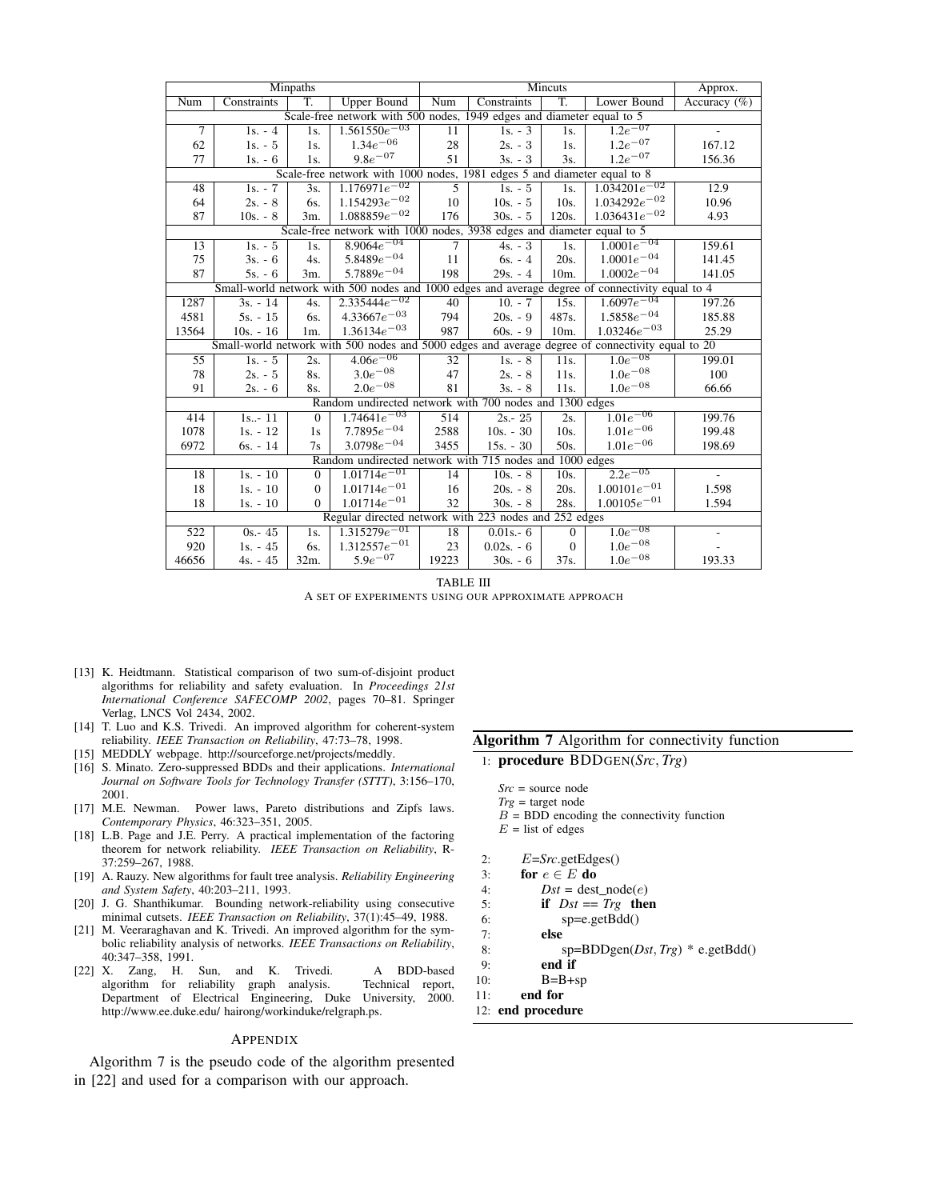| Minpaths | | | | Mincuts | | | | Approx. |
|---|---|---|---|---|---|---|---|---|
| Num | Constraints | T. | Upper Bound | Num | Constraints | T. | Lower Bound | Accuracy (%) |
| Scale-free network with 500 nodes, 1949 edges and diameter equal to 5 | | | | | | | | |
| 7 | 1s. - 4 | 1s. | $1.561550e^{-03}$ | 11 | 1s. - 3 | 1s. | $1.2e^{-07}$ | - |
| 62 | 1s. - 5 | 1s. | $1.34e^{-06}$ | 28 | 2s. - 3 | 1s. | $1.2e^{-07}$ | 167.12 |
| 77 | 1s. - 6 | 1s. | $9.8e^{-07}$ | 51 | 3s. - 3 | 3s. | $1.2e^{-07}$ | 156.36 |
| Scale-free network with 1000 nodes, 1981 edges 5 and diameter equal to 8 | | | | | | | | |
| 48 | 1s. - 7 | 3s. | $1.176971e^{-02}$ | 5 | 1s. - 5 | 1s. | $1.034201e^{-02}$ | 12.9 |
| 64 | 2s. - 8 | 6s. | $1.154293e^{-02}$ | 10 | 10s. - 5 | 10s. | $1.034292e^{-02}$ | 10.96 |
| 87 | 10s. - 8 | 3m. | $1.088859e^{-02}$ | 176 | 30s. - 5 | 120s. | $1.036431e^{-02}$ | 4.93 |
| Scale-free network with 1000 nodes, 3938 edges and diameter equal to 5 | | | | | | | | |
| 13 | 1s. - 5 | 1s. | $8.9064e^{-04}$ | 7 | 4s. - 3 | 1s. | $1.0001e^{-04}$ | 159.61 |
| 75 | 3s. - 6 | 4s. | $5.8489e^{-04}$ | 11 | 6s. - 4 | 20s. | $1.0001e^{-04}$ | 141.45 |
| 87 | 5s. - 6 | 3m. | $5.7889e^{-04}$ | 198 | 29s. - 4 | 10m. | $1.0002e^{-04}$ | 141.05 |
| Small-world network with 500 nodes and 1000 edges and average degree of connectivity equal to 4 | | | | | | | | |
| 1287 | 3s. - 14 | 4s. | $2.335444e^{-02}$ | 40 | 10. - 7 | 15s. | $1.6097e^{-04}$ | 197.26 |
| 4581 | 5s. - 15 | 6s. | $4.33667e^{-03}$ | 794 | 20s. - 9 | 487s. | $1.5858e^{-04}$ | 185.88 |
| 13564 | 10s. - 16 | 1m. | $1.36134e^{-03}$ | 987 | 60s. - 9 | 10m. | $1.03246e^{-03}$ | 25.29 |
| Small-world network with 500 nodes and 5000 edges and average degree of connectivity equal to 20 | | | | | | | | |
| 55 | 1s. - 5 | 2s. | $4.06e^{-06}$ | 32 | 1s. - 8 | 11s. | $1.0e^{-08}$ | 199.01 |
| 78 | 2s. - 5 | 8s. | $3.0e^{-08}$ | 47 | 2s. - 8 | 11s. | $1.0e^{-08}$ | 100 |
| 91 | 2s. - 6 | 8s. | $2.0e^{-08}$ | 81 | 3s. - 8 | 11s. | $1.0e^{-08}$ | 66.66 |
| Random undirected network with 700 nodes and 1300 edges | | | | | | | | |
| 414 | 1s..- 11 | 0 | $1.74641e^{-03}$ | 514 | 2s.- 25 | 2s. | $1.01e^{-06}$ | 199.76 |
| 1078 | 1s. - 12 | 1s | $7.7895e^{-04}$ | 2588 | 10s. - 30 | 10s. | $1.01e^{-06}$ | 199.48 |
| 6972 | 6s. - 14 | 7s | $3.0798e^{-04}$ | 3455 | 15s. - 30 | 50s. | $1.01e^{-06}$ | 198.69 |
| Random undirected network with 715 nodes and 1000 edges | | | | | | | | |
| 18 | 1s. - 10 | 0 | $1.01714e^{-01}$ | 14 | 10s. - 8 | 10s. | $2.2e^{-05}$ | - |
| 18 | 1s. - 10 | 0 | $1.01714e^{-01}$ | 16 | 20s. - 8 | 20s. | $1.00101e^{-01}$ | 1.598 |
| 18 | 1s. - 10 | 0 | $1.01714e^{-01}$ | 32 | 30s. - 8 | 28s. | $1.00105e^{-01}$ | 1.594 |
| Regular directed network with 223 nodes and 252 edges | | | | | | | | |
| 522 | 0s.- 45 | 1s. | $1.315279e^{-01}$ | 18 | 0.01s.- 6 | 0 | $1.0e^{-08}$ | - |
| 920 | 1s. - 45 | 6s. | $1.312557e^{-01}$ | 23 | 0.02s. - 6 | 0 | $1.0e^{-08}$ | - |
| 46656 | 4s. - 45 | 32m. | $5.9e^{-07}$ | 19223 | 30s. - 6 | 37s. | $1.0e^{-08}$ | 193.33 |

TABLE III

A SET OF EXPERIMENTS USING OUR APPROXIMATE APPROACH

[13] K. Heidtmann. Statistical comparison of two sum-of-disjoint product algorithms for reliability and safety evaluation. In *Proceedings 21st International Conference SAFECOMP 2002*, pages 70–81. Springer Verlag, LNCS Vol 2434, 2002.

[14] T. Luo and K.S. Trivedi. An improved algorithm for coherent-system reliability. *IEEE Transaction on Reliability*, 47:73–78, 1998.

[15] MEDDLY webpage. http://sourceforge.net/projects/meddly.

[16] S. Minato. Zero-suppressed BDDs and their applications. *International Journal on Software Tools for Technology Transfer (STTT)*, 3:156–170, 2001.

[17] M.E. Newman. Power laws, Pareto distributions and Zipfs laws. *Contemporary Physics*, 46:323–351, 2005.

[18] L.B. Page and J.E. Perry. A practical implementation of the factoring theorem for network reliability. *IEEE Transaction on Reliability*, R-37:259–267, 1988.

[19] A. Rauzy. New algorithms for fault tree analysis. *Reliability Engineering and System Safety*, 40:203–211, 1993.

[20] J. G. Shanthikumar. Bounding network-reliability using consecutive minimal cutsets. *IEEE Transaction on Reliability*, 37(1):45–49, 1988.

[21] M. Veeraraghavan and K. Trivedi. An improved algorithm for the symbolic reliability analysis of networks. *IEEE Transactions on Reliability*, 40:347–358, 1991.

[22] X. Zang, H. Sun, and K. Trivedi. A BDD-based algorithm for reliability graph analysis. Technical report, Department of Electrical Engineering, Duke University, 2000. http://www.ee.duke.edu/ hairong/workinduke/relgraph.ps.

## APPENDIX

Algorithm 7 is the pseudo code of the algorithm presented in [22] and used for a comparison with our approach.

**Algorithm 7** Algorithm for connectivity function

```
1:  procedure BDDGEN(Src, Trg)
        Src = source node
        Trg = target node
        B = BDD encoding the connectivity function
        E = list of edges
2:      E=Src.getEdges()
3:      for e ∈ E do
4:          Dst = dest_node(e)
5:          if Dst == Trg then
6:              sp=e.getBdd()
7:          else
8:              sp=BDDgen(Dst, Trg) * e.getBdd()
9:          end if
10:         B=B+sp
11:     end for
12: end procedure
```